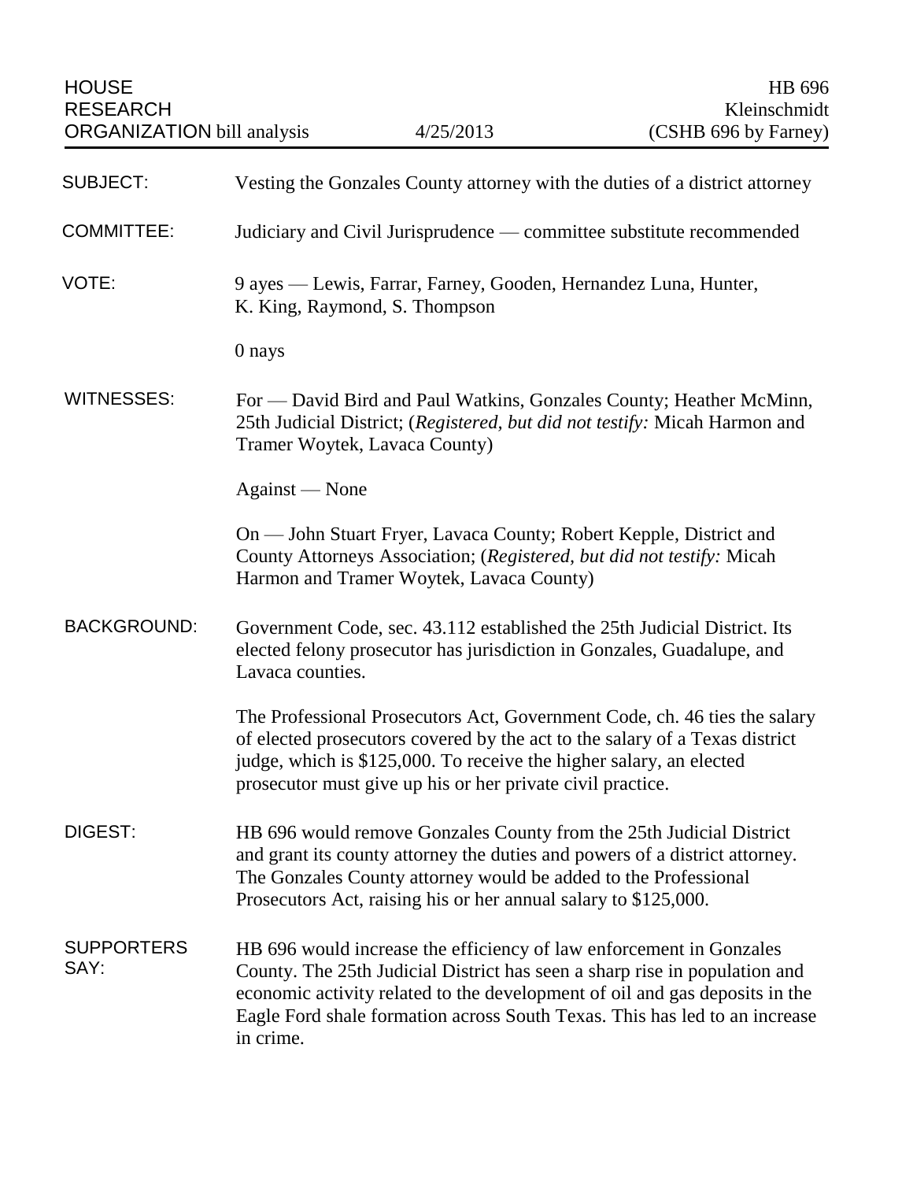HOUSE RESEARCH ORGANIZATION bill analysis — 4/25/2013 — HB 696 Kleinschmidt (CSHB 696 by Farney)

**SUBJECT:** Vesting the Gonzales County attorney with the duties of a district attorney

**COMMITTEE:** Judiciary and Civil Jurisprudence — committee substitute recommended

**VOTE:** 9 ayes — Lewis, Farrar, Farney, Gooden, Hernandez Luna, Hunter, K. King, Raymond, S. Thompson

0 nays

**WITNESSES:** For — David Bird and Paul Watkins, Gonzales County; Heather McMinn, 25th Judicial District; (*Registered, but did not testify:* Micah Harmon and Tramer Woytek, Lavaca County)

Against — None

On — John Stuart Fryer, Lavaca County; Robert Kepple, District and County Attorneys Association; (*Registered, but did not testify:* Micah Harmon and Tramer Woytek, Lavaca County)

**BACKGROUND:** Government Code, sec. 43.112 established the 25th Judicial District. Its elected felony prosecutor has jurisdiction in Gonzales, Guadalupe, and Lavaca counties.

The Professional Prosecutors Act, Government Code, ch. 46 ties the salary of elected prosecutors covered by the act to the salary of a Texas district judge, which is $125,000. To receive the higher salary, an elected prosecutor must give up his or her private civil practice.

**DIGEST:** HB 696 would remove Gonzales County from the 25th Judicial District and grant its county attorney the duties and powers of a district attorney. The Gonzales County attorney would be added to the Professional Prosecutors Act, raising his or her annual salary to $125,000.

**SUPPORTERS SAY:** HB 696 would increase the efficiency of law enforcement in Gonzales County. The 25th Judicial District has seen a sharp rise in population and economic activity related to the development of oil and gas deposits in the Eagle Ford shale formation across South Texas. This has led to an increase in crime.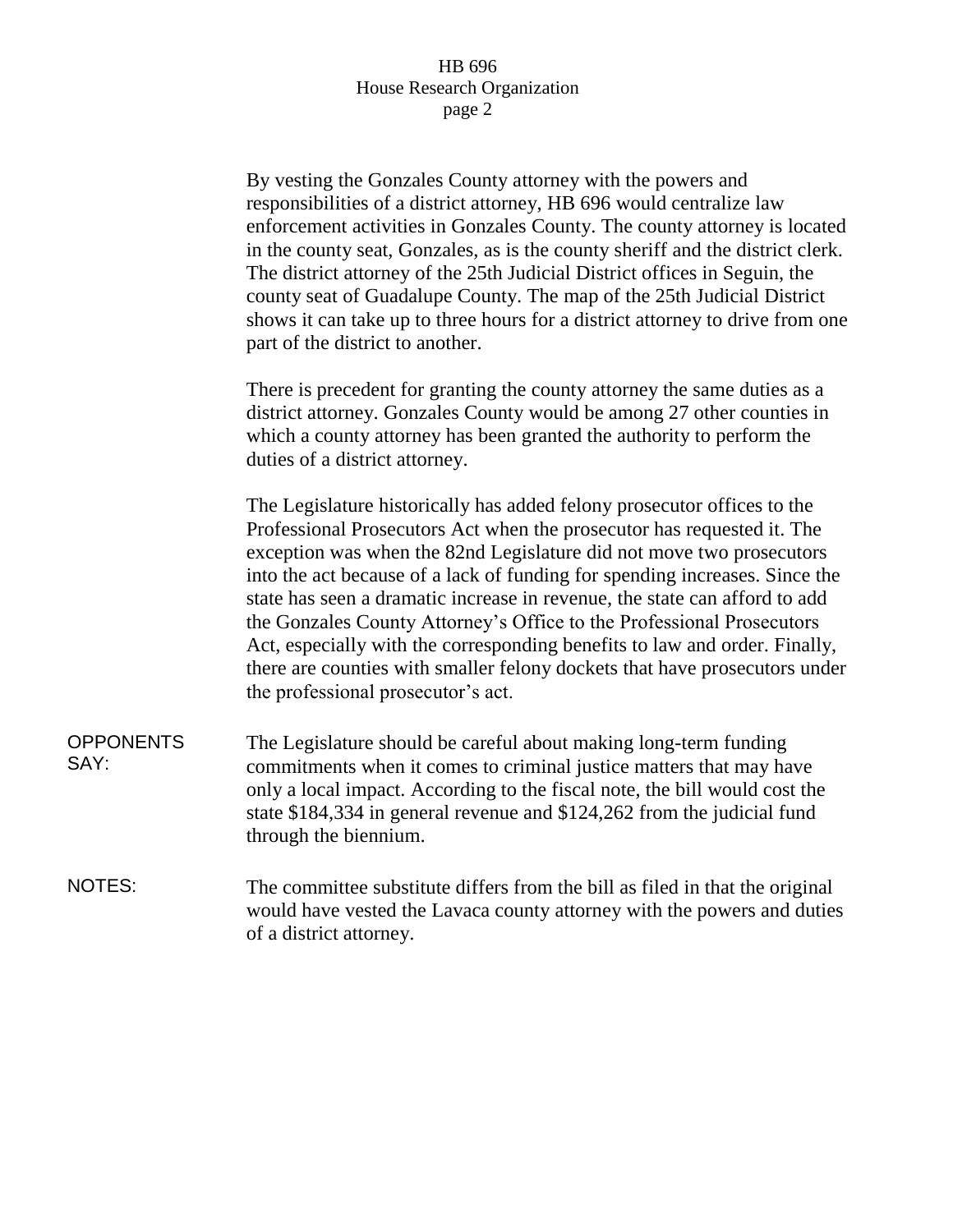By vesting the Gonzales County attorney with the powers and responsibilities of a district attorney, HB 696 would centralize law enforcement activities in Gonzales County. The county attorney is located in the county seat, Gonzales, as is the county sheriff and the district clerk. The district attorney of the 25th Judicial District offices in Seguin, the county seat of Guadalupe County. The map of the 25th Judicial District shows it can take up to three hours for a district attorney to drive from one part of the district to another.

There is precedent for granting the county attorney the same duties as a district attorney. Gonzales County would be among 27 other counties in which a county attorney has been granted the authority to perform the duties of a district attorney.

The Legislature historically has added felony prosecutor offices to the Professional Prosecutors Act when the prosecutor has requested it. The exception was when the 82nd Legislature did not move two prosecutors into the act because of a lack of funding for spending increases. Since the state has seen a dramatic increase in revenue, the state can afford to add the Gonzales County Attorney's Office to the Professional Prosecutors Act, especially with the corresponding benefits to law and order. Finally, there are counties with smaller felony dockets that have prosecutors under the professional prosecutor's act.

**OPPONENTS SAY:** The Legislature should be careful about making long-term funding commitments when it comes to criminal justice matters that may have only a local impact. According to the fiscal note, the bill would cost the state $184,334 in general revenue and $124,262 from the judicial fund through the biennium.

**NOTES:** The committee substitute differs from the bill as filed in that the original would have vested the Lavaca county attorney with the powers and duties of a district attorney.